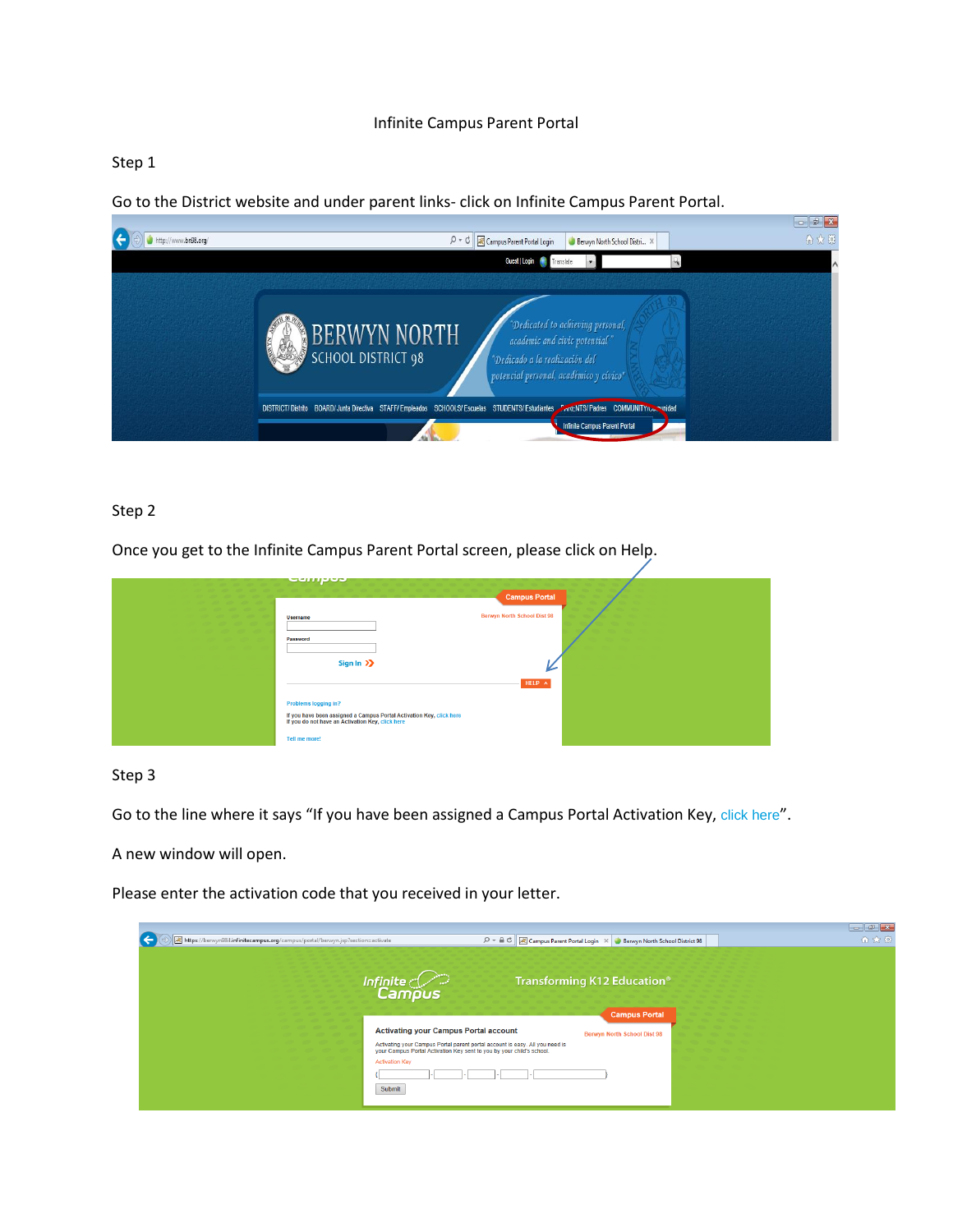# Infinite Campus Parent Portal

Step 1

Go to the District website and under parent links- click on Infinite Campus Parent Portal.

Step 2

Once you get to the Infinite Campus Parent Portal screen, please click on Help.

Step 3

Go to the line where it says "If you have been assigned a Campus Portal Activation Key, click here".

A new window will open.

Please enter the activation code that you received in your letter.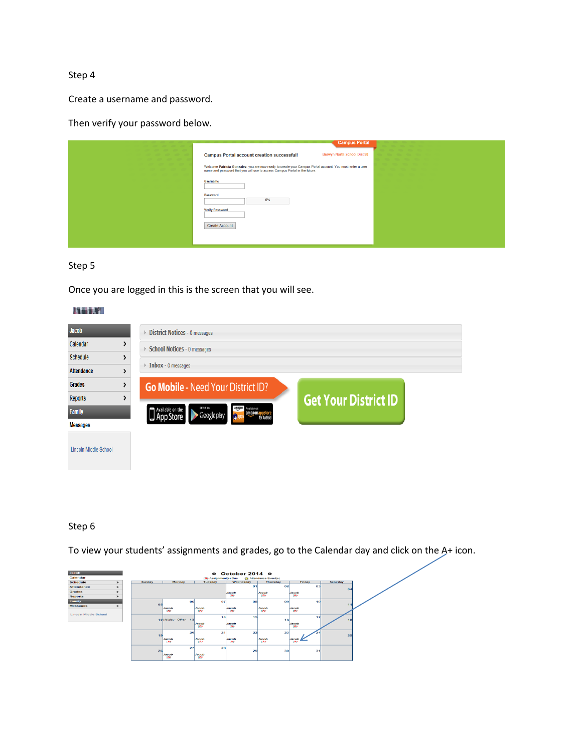Step 4

Create a username and password.

Then verify your password below.

Step 5

Once you are logged in this is the screen that you will see.

Step 6

To view your students' assignments and grades, go to the Calendar day and click on the A+ icon.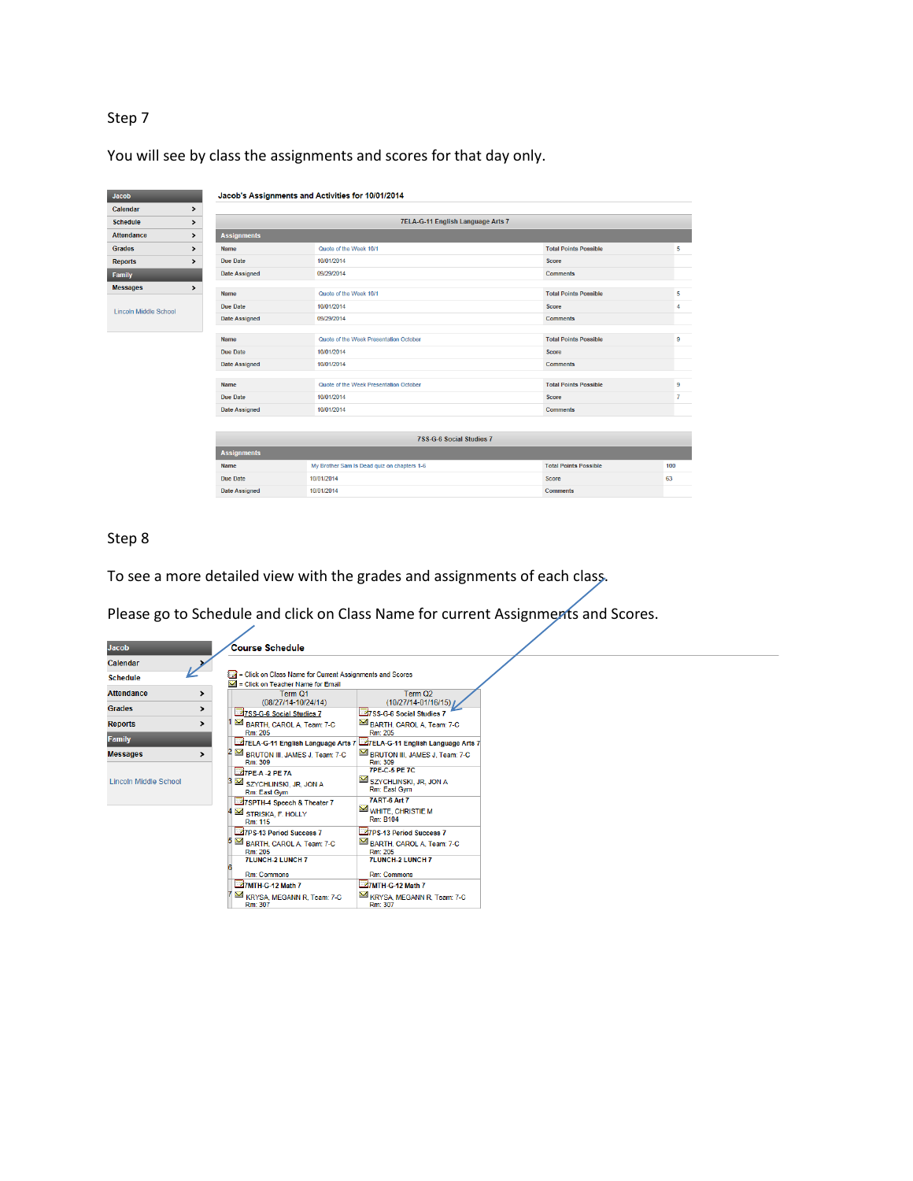Step 7

You will see by class the assignments and scores for that day only.

Jacob

- Calendar
- Schedule
- Attendance
- Grades
- Reports

Family

- Messages

Lincoln Middle School

**Jacob's Assignments and Activities for 10/01/2014**

**7ELA-G-11 English Language Arts 7**

**Assignments**

| | | | |
|---|---|---|---|
| Name | Quote of the Week 10/1 | Total Points Possible | 5 |
| Due Date | 10/01/2014 | Score | |
| Date Assigned | 09/29/2014 | Comments | |
| Name | Quote of the Week 10/1 | Total Points Possible | 5 |
| Due Date | 10/01/2014 | Score | 4 |
| Date Assigned | 09/29/2014 | Comments | |
| Name | Quote of the Week Presentation October | Total Points Possible | 9 |
| Due Date | 10/01/2014 | Score | |
| Date Assigned | 10/01/2014 | Comments | |
| Name | Quote of the Week Presentation October | Total Points Possible | 9 |
| Due Date | 10/01/2014 | Score | 7 |
| Date Assigned | 10/01/2014 | Comments | |

**7SS-G-6 Social Studies 7**

**Assignments**

| | | | |
|---|---|---|---|
| Name | My Brother Sam Is Dead quiz on chapters 1-6 | Total Points Possible | 100 |
| Due Date | 10/01/2014 | Score | 63 |
| Date Assigned | 10/01/2014 | Comments | |

Step 8

To see a more detailed view with the grades and assignments of each class.

Please go to Schedule and click on Class Name for current Assignments and Scores.

Jacob

- Calendar
- Schedule
- Attendance
- Grades
- Reports

Family

- Messages

Lincoln Middle School

**Course Schedule**

= Click on Class Name for Current Assignments and Scores
= Click on Teacher Name for Email

| | Term Q1 (08/27/14-10/24/14) | Term Q2 (10/27/14-01/16/15) |
|---|---|---|
| 1 | 7SS-G-6 Social Studies 7<br>BARTH, CAROL A, Team: 7-C<br>Rm: 205 | 7SS-G-6 Social Studies 7<br>BARTH, CAROL A, Team: 7-C<br>Rm: 205 |
| 2 | 7ELA-G-11 English Language Arts 7<br>BRUTON III, JAMES J, Team: 7-C<br>Rm: 309 | 7ELA-G-11 English Language Arts 7<br>BRUTON III, JAMES J, Team: 7-C<br>Rm: 309 |
| 3 | 7PE-A -2 PE 7A<br>SZYCHLINSKI, JR, JON A<br>Rm: East Gym | 7PE-C-5 PE 7C<br>SZYCHLINSKI, JR, JON A<br>Rm: East Gym |
| 4 | 7SPTH-4 Speech & Theater 7<br>STRISKA, F. HOLLY<br>Rm: 115 | 7ART-6 Art 7<br>WHITE, CHRISTIE M<br>Rm: B104 |
| 5 | 7PS-13 Period Success 7<br>BARTH, CAROL A, Team: 7-C<br>Rm: 205 | 7PS-13 Period Success 7<br>BARTH, CAROL A, Team: 7-C<br>Rm: 205 |
| 6 | 7LUNCH-2 LUNCH 7<br>Rm: Commons | 7LUNCH-2 LUNCH 7<br>Rm: Commons |
| 7 | 7MTH-G-12 Math 7<br>KRYSA, MEGANN R, Team: 7-C<br>Rm: 307 | 7MTH-G-12 Math 7<br>KRYSA, MEGANN R, Team: 7-C<br>Rm: 307 |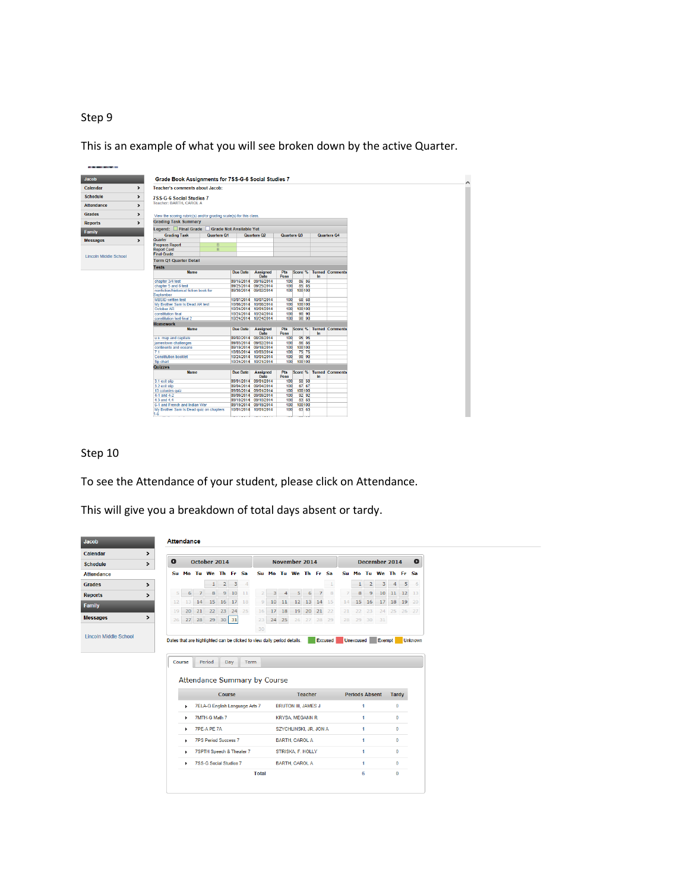Step 9

This is an example of what you will see broken down by the active Quarter.

Step 10

To see the Attendance of your student, please click on Attendance.

This will give you a breakdown of total days absent or tardy.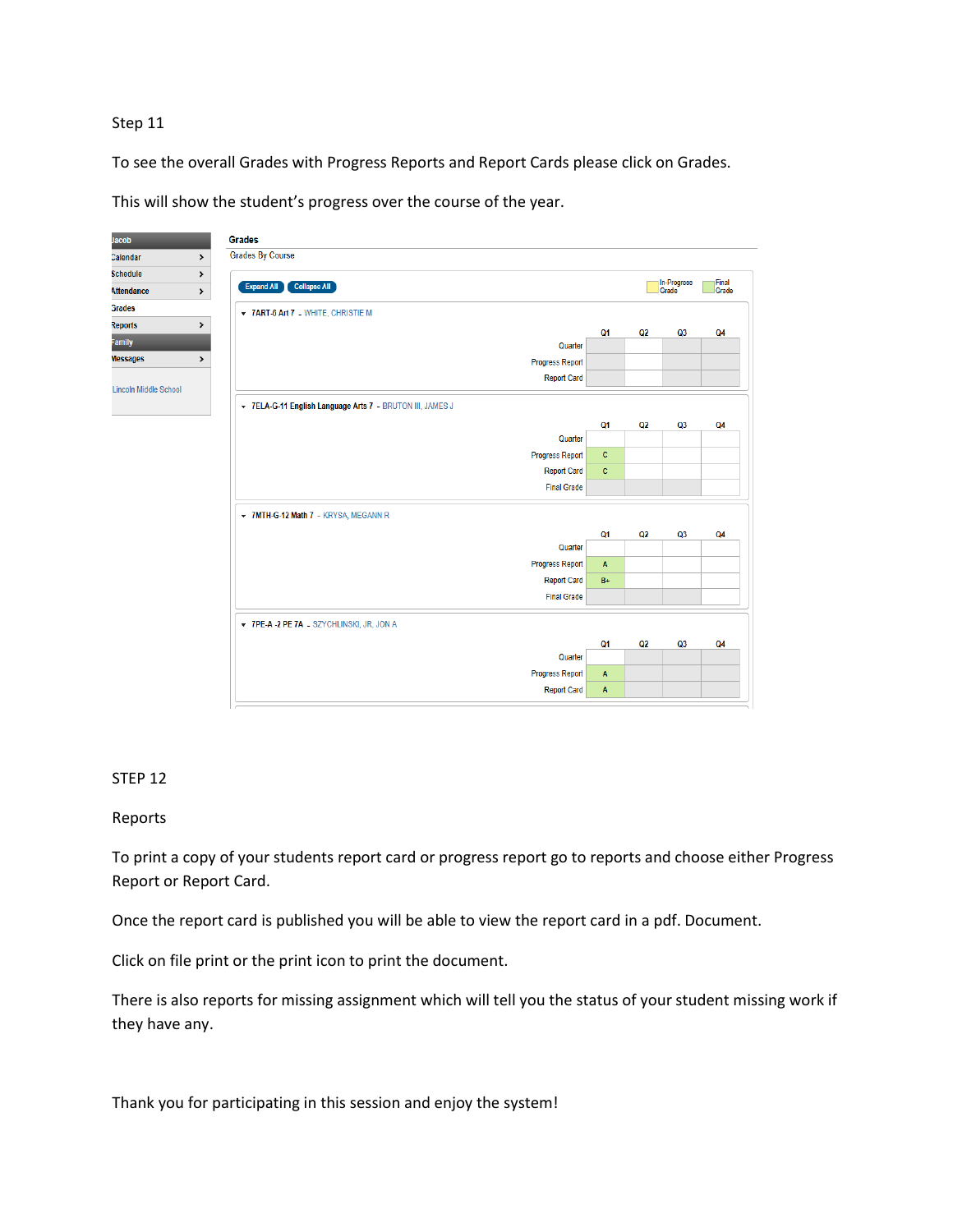Step 11

To see the overall Grades with Progress Reports and Report Cards please click on Grades.

This will show the student's progress over the course of the year.

Jacob
Calendar
Schedule
Attendance
Grades
Reports
Family
Messages
Lincoln Middle School

**Grades**

Grades By Course

Expand All | Collapse All

In-Progress Grade | Final Grade

7ART-6 Art 7 - WHITE, CHRISTIE M

| | Q1 | Q2 | Q3 | Q4 |
|---|---|---|---|---|
| Quarter | | | | |
| Progress Report | | | | |
| Report Card | | | | |

7ELA-G-11 English Language Arts 7 - BRUTON III, JAMES J

| | Q1 | Q2 | Q3 | Q4 |
|---|---|---|---|---|
| Quarter | | | | |
| Progress Report | C | | | |
| Report Card | C | | | |
| Final Grade | | | | |

7MTH-G-12 Math 7 - KRYSA, MEGANN R

| | Q1 | Q2 | Q3 | Q4 |
|---|---|---|---|---|
| Quarter | | | | |
| Progress Report | A | | | |
| Report Card | B+ | | | |
| Final Grade | | | | |

7PE-A-2 PE 7A - SZYCHLINSKI, JR, JON A

| | Q1 | Q2 | Q3 | Q4 |
|---|---|---|---|---|
| Quarter | | | | |
| Progress Report | A | | | |
| Report Card | A | | | |

STEP 12

Reports

To print a copy of your students report card or progress report go to reports and choose either Progress Report or Report Card.

Once the report card is published you will be able to view the report card in a pdf. Document.

Click on file print or the print icon to print the document.

There is also reports for missing assignment which will tell you the status of your student missing work if they have any.

Thank you for participating in this session and enjoy the system!